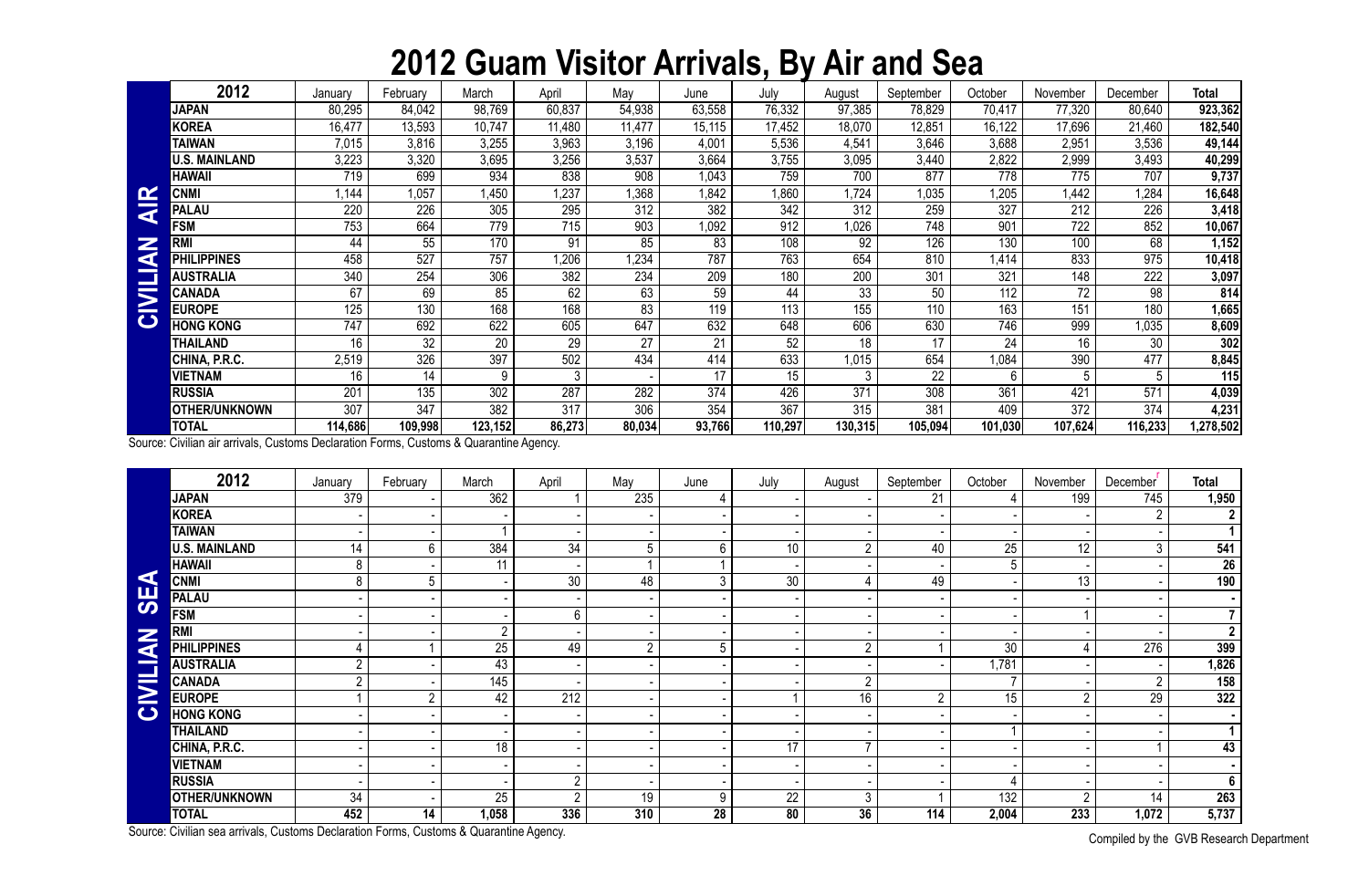# 2012 Guam Visitor Arrivals, By Air and Sea

| CIVILIAN AIR | 2012 | January | February | March | April | May | June | July | August | September | October | November | December | Total |
|---|---|---|---|---|---|---|---|---|---|---|---|---|---|---|
| | **JAPAN** | 80,295 | 84,042 | 98,769 | 60,837 | 54,938 | 63,558 | 76,332 | 97,385 | 78,829 | 70,417 | 77,320 | 80,640 | **923,362** |
| | **KOREA** | 16,477 | 13,593 | 10,747 | 11,480 | 11,477 | 15,115 | 17,452 | 18,070 | 12,851 | 16,122 | 17,696 | 21,460 | **182,540** |
| | **TAIWAN** | 7,015 | 3,816 | 3,255 | 3,963 | 3,196 | 4,001 | 5,536 | 4,541 | 3,646 | 3,688 | 2,951 | 3,536 | **49,144** |
| | **U.S. MAINLAND** | 3,223 | 3,320 | 3,695 | 3,256 | 3,537 | 3,664 | 3,755 | 3,095 | 3,440 | 2,822 | 2,999 | 3,493 | **40,299** |
| | **HAWAII** | 719 | 699 | 934 | 838 | 908 | 1,043 | 759 | 700 | 877 | 778 | 775 | 707 | **9,737** |
| | **CNMI** | 1,144 | 1,057 | 1,450 | 1,237 | 1,368 | 1,842 | 1,860 | 1,724 | 1,035 | 1,205 | 1,442 | 1,284 | **16,648** |
| | **PALAU** | 220 | 226 | 305 | 295 | 312 | 382 | 342 | 312 | 259 | 327 | 212 | 226 | **3,418** |
| | **FSM** | 753 | 664 | 779 | 715 | 903 | 1,092 | 912 | 1,026 | 748 | 901 | 722 | 852 | **10,067** |
| | **RMI** | 44 | 55 | 170 | 91 | 85 | 83 | 108 | 92 | 126 | 130 | 100 | 68 | **1,152** |
| | **PHILIPPINES** | 458 | 527 | 757 | 1,206 | 1,234 | 787 | 763 | 654 | 810 | 1,414 | 833 | 975 | **10,418** |
| | **AUSTRALIA** | 340 | 254 | 306 | 382 | 234 | 209 | 180 | 200 | 301 | 321 | 148 | 222 | **3,097** |
| | **CANADA** | 67 | 69 | 85 | 62 | 63 | 59 | 44 | 33 | 50 | 112 | 72 | 98 | **814** |
| | **EUROPE** | 125 | 130 | 168 | 168 | 83 | 119 | 113 | 155 | 110 | 163 | 151 | 180 | **1,665** |
| | **HONG KONG** | 747 | 692 | 622 | 605 | 647 | 632 | 648 | 606 | 630 | 746 | 999 | 1,035 | **8,609** |
| | **THAILAND** | 16 | 32 | 20 | 29 | 27 | 21 | 52 | 18 | 17 | 24 | 16 | 30 | **302** |
| | **CHINA, P.R.C.** | 2,519 | 326 | 397 | 502 | 434 | 414 | 633 | 1,015 | 654 | 1,084 | 390 | 477 | **8,845** |
| | **VIETNAM** | 16 | 14 | 9 | 3 | - | 17 | 15 | 3 | 22 | 6 | 5 | 5 | **115** |
| | **RUSSIA** | 201 | 135 | 302 | 287 | 282 | 374 | 426 | 371 | 308 | 361 | 421 | 571 | **4,039** |
| | **OTHER/UNKNOWN** | 307 | 347 | 382 | 317 | 306 | 354 | 367 | 315 | 381 | 409 | 372 | 374 | **4,231** |
| | **TOTAL** | **114,686** | **109,998** | **123,152** | **86,273** | **80,034** | **93,766** | **110,297** | **130,315** | **105,094** | **101,030** | **107,624** | **116,233** | **1,278,502** |

Source: Civilian air arrivals, Customs Declaration Forms, Customs & Quarantine Agency.

| CIVILIAN SEA | 2012 | January | February | March | April | May | June | July | August | September | October | November | December[r] | Total |
|---|---|---|---|---|---|---|---|---|---|---|---|---|---|---|
| | **JAPAN** | 379 | - | 362 | 1 | 235 | 4 | - | - | 21 | 4 | 199 | 745 | **1,950** |
| | **KOREA** | - | - | - | - | - | - | - | - | - | - | - | 2 | **2** |
| | **TAIWAN** | - | - | 1 | - | - | - | - | - | - | - | - | - | **1** |
| | **U.S. MAINLAND** | 14 | 6 | 384 | 34 | 5 | 6 | 10 | 2 | 40 | 25 | 12 | 3 | **541** |
| | **HAWAII** | 8 | - | 11 | - | 1 | 1 | - | - | - | 5 | - | - | **26** |
| | **CNMI** | 8 | 5 | - | 30 | 48 | 3 | 30 | 4 | 49 | - | 13 | - | **190** |
| | **PALAU** | - | - | - | - | - | - | - | - | - | - | - | - | **-** |
| | **FSM** | - | - | - | 6 | - | - | - | - | - | - | 1 | - | **7** |
| | **RMI** | - | - | 2 | - | - | - | - | - | - | - | - | - | **2** |
| | **PHILIPPINES** | 4 | 1 | 25 | 49 | 2 | 5 | - | 2 | 1 | 30 | 4 | 276 | **399** |
| | **AUSTRALIA** | 2 | - | 43 | - | - | - | - | - | - | 1,781 | - | - | **1,826** |
| | **CANADA** | 2 | - | 145 | - | - | - | - | 2 | | 7 | - | 2 | **158** |
| | **EUROPE** | 1 | 2 | 42 | 212 | - | - | 1 | 16 | 2 | 15 | 2 | 29 | **322** |
| | **HONG KONG** | - | - | - | - | - | - | - | - | - | - | - | - | **-** |
| | **THAILAND** | - | - | - | - | - | - | - | - | - | 1 | - | - | **1** |
| | **CHINA, P.R.C.** | - | - | 18 | - | - | - | 17 | 7 | - | - | - | 1 | **43** |
| | **VIETNAM** | - | - | - | - | - | - | - | - | - | - | - | - | **-** |
| | **RUSSIA** | - | - | - | 2 | - | - | - | - | - | 4 | - | - | **6** |
| | **OTHER/UNKNOWN** | 34 | - | 25 | 2 | 19 | 9 | 22 | 3 | 1 | 132 | 2 | 14 | **263** |
| | **TOTAL** | **452** | **14** | **1,058** | **336** | **310** | **28** | **80** | **36** | **114** | **2,004** | **233** | **1,072** | **5,737** |

Source: Civilian sea arrivals, Customs Declaration Forms, Customs & Quarantine Agency.

Compiled by the GVB Research Department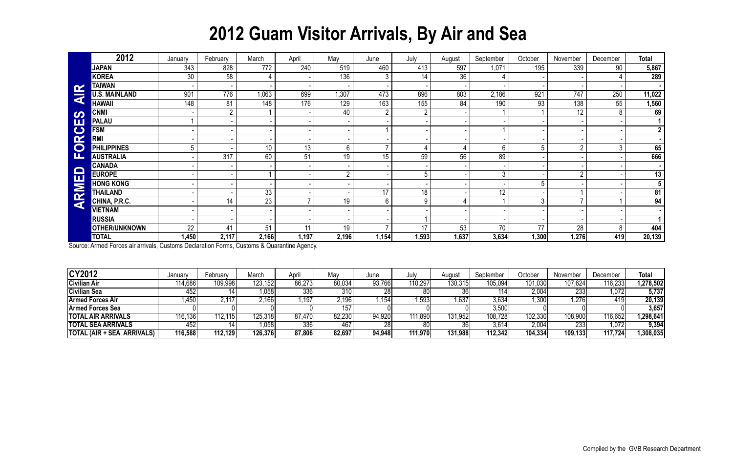# 2012 Guam Visitor Arrivals, By Air and Sea

**ARMED FORCES AIR**

| 2012 | January | February | March | April | May | June | July | August | September | October | November | December | Total |
|---|---|---|---|---|---|---|---|---|---|---|---|---|---|
| **JAPAN** | 343 | 828 | 772 | 240 | 519 | 460 | 413 | 597 | 1,071 | 195 | 339 | 90 | **5,867** |
| **KOREA** | 30 | 58 | 4 | - | 136 | 3 | 14 | 36 | 4 | - | - | 4 | **289** |
| **TAIWAN** | - | - | - | - | - | - | - | - | - | - | - | - | **-** |
| **U.S. MAINLAND** | 901 | 776 | 1,063 | 699 | 1,307 | 473 | 896 | 803 | 2,186 | 921 | 747 | 250 | **11,022** |
| **HAWAII** | 148 | 81 | 148 | 176 | 129 | 163 | 155 | 84 | 190 | 93 | 138 | 55 | **1,560** |
| **CNMI** | - | 2 | 1 | - | 40 | 2 | 2 | - | 1 | 1 | 12 | 8 | **69** |
| **PALAU** | 1 | - | - | - | - | - | - | - | - | - | - | - | **1** |
| **FSM** | - | - | - | - | - | 1 | - | - | 1 | - | - | - | **2** |
| **RMI** | - | - | - | - | - | - | - | - | - | - | - | - | **-** |
| **PHILIPPINES** | 5 | - | 10 | 13 | 6 | 7 | 4 | 4 | 6 | 5 | 2 | 3 | **65** |
| **AUSTRALIA** | - | 317 | 60 | 51 | 19 | 15 | 59 | 56 | 89 | - | - | - | **666** |
| **CANADA** | - | - | - | - | - | - | - | - | - | - | - | - | **-** |
| **EUROPE** | - | - | 1 | - | 2 | - | 5 | - | 3 | - | 2 | - | **13** |
| **HONG KONG** | - | - | - | - | - | - | - | - | - | 5 | - | - | **5** |
| **THAILAND** | - | - | 33 | - | - | 17 | 18 | - | 12 | - | 1 | - | **81** |
| **CHINA, P.R.C.** | - | 14 | 23 | 7 | 19 | 6 | 9 | 4 | 1 | 3 | 7 | 1 | **94** |
| **VIETNAM** | - | - | - | - | - | - | - | - | - | - | - | - | **-** |
| **RUSSIA** | - | - | - | - | - | - | 1 | - | - | - | - | - | **1** |
| **OTHER/UNKNOWN** | 22 | 41 | 51 | 11 | 19 | 7 | 17 | 53 | 70 | 77 | 28 | 8 | **404** |
| **TOTAL** | **1,450** | **2,117** | **2,166** | **1,197** | **2,196** | **1,154** | **1,593** | **1,637** | **3,634** | **1,300** | **1,276** | **419** | **20,139** |

Source: Armed Forces air arrivals, Customs Declaration Forms, Customs & Quarantine Agency.

| **CY2012** | January | February | March | April | May | June | July | August | September | October | November | December | Total |
|---|---|---|---|---|---|---|---|---|---|---|---|---|---|
| **Civilian Air** | 114,686 | 109,998 | 123,152 | 86,273 | 80,034 | 93,766 | 110,297 | 130,315 | 105,094 | 101,030 | 107,624 | 116,233 | **1,278,502** |
| **Civilian Sea** | 452 | 14 | 1,058 | 336 | 310 | 28 | 80 | 36 | 114 | 2,004 | 233 | 1,072 | **5,737** |
| **Armed Forces Air** | 1,450 | 2,117 | 2,166 | 1,197 | 2,196 | 1,154 | 1,593 | 1,637 | 3,634 | 1,300 | 1,276 | 419 | **20,139** |
| **Armed Forces Sea** | 0 | 0 | 0 | 0 | 157 | 0 | 0 | 0 | 3,500 | 0 | 0 | 0 | **3,657** |
| **TOTAL AIR ARRIVALS** | 116,136 | 112,115 | 125,318 | 87,470 | 82,230 | 94,920 | 111,890 | 131,952 | 108,728 | 102,330 | 108,900 | 116,652 | **1,298,641** |
| **TOTAL SEA ARRIVALS** | 452 | 14 | 1,058 | 336 | 467 | 28 | 80 | 36 | 3,614 | 2,004 | 233 | 1,072 | **9,394** |
| **TOTAL (AIR + SEA ARRIVALS)** | **116,588** | **112,129** | **126,376** | **87,806** | **82,697** | **94,948** | **111,970** | **131,988** | **112,342** | **104,334** | **109,133** | **117,724** | **1,308,035** |

Compiled by the GVB Research Department